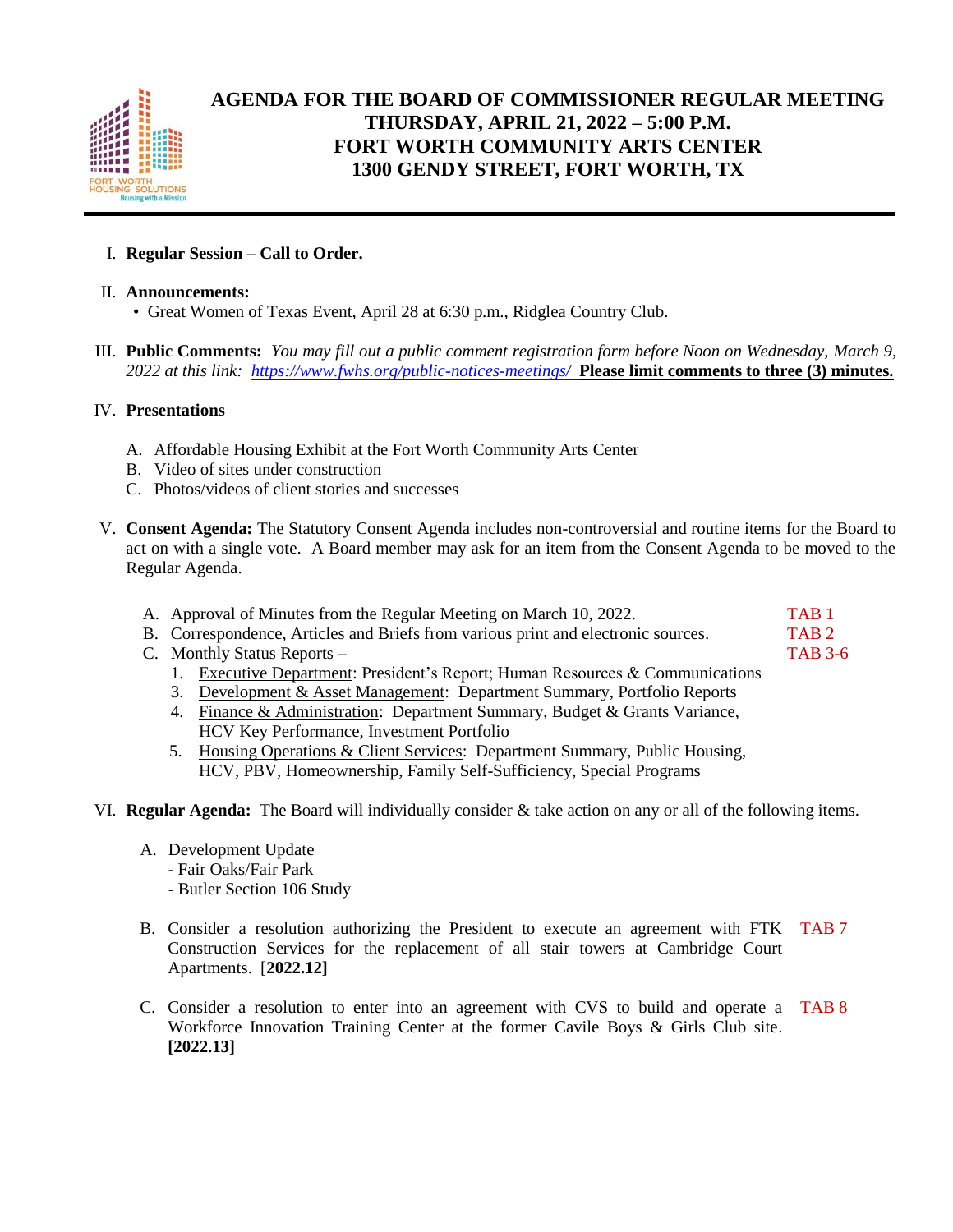# AGENDA FOR THE BOARD OF COMMISSIONER REGULAR MEETING
## THURSDAY, APRIL 21, 2022 – 5:00 P.M.
## FORT WORTH COMMUNITY ARTS CENTER
## 1300 GENDY STREET, FORT WORTH, TX

I. **Regular Session – Call to Order.**

II. **Announcements:**
- Great Women of Texas Event, April 28 at 6:30 p.m., Ridglea Country Club.

III. **Public Comments:** *You may fill out a public comment registration form before Noon on Wednesday, March 9, 2022 at this link: https://www.fwhs.org/public-notices-meetings/* **Please limit comments to three (3) minutes.**

IV. **Presentations**

A. Affordable Housing Exhibit at the Fort Worth Community Arts Center
B. Video of sites under construction
C. Photos/videos of client stories and successes

V. **Consent Agenda:** The Statutory Consent Agenda includes non-controversial and routine items for the Board to act on with a single vote. A Board member may ask for an item from the Consent Agenda to be moved to the Regular Agenda.

A. Approval of Minutes from the Regular Meeting on March 10, 2022. TAB 1
B. Correspondence, Articles and Briefs from various print and electronic sources. TAB 2
C. Monthly Status Reports – TAB 3-6
1. Executive Department: President's Report; Human Resources & Communications
3. Development & Asset Management: Department Summary, Portfolio Reports
4. Finance & Administration: Department Summary, Budget & Grants Variance, HCV Key Performance, Investment Portfolio
5. Housing Operations & Client Services: Department Summary, Public Housing, HCV, PBV, Homeownership, Family Self-Sufficiency, Special Programs

VI. **Regular Agenda:** The Board will individually consider & take action on any or all of the following items.

A. Development Update
- Fair Oaks/Fair Park
- Butler Section 106 Study

B. Consider a resolution authorizing the President to execute an agreement with FTK Construction Services for the replacement of all stair towers at Cambridge Court Apartments. [**2022.12]** TAB 7

C. Consider a resolution to enter into an agreement with CVS to build and operate a Workforce Innovation Training Center at the former Cavile Boys & Girls Club site. **[2022.13]** TAB 8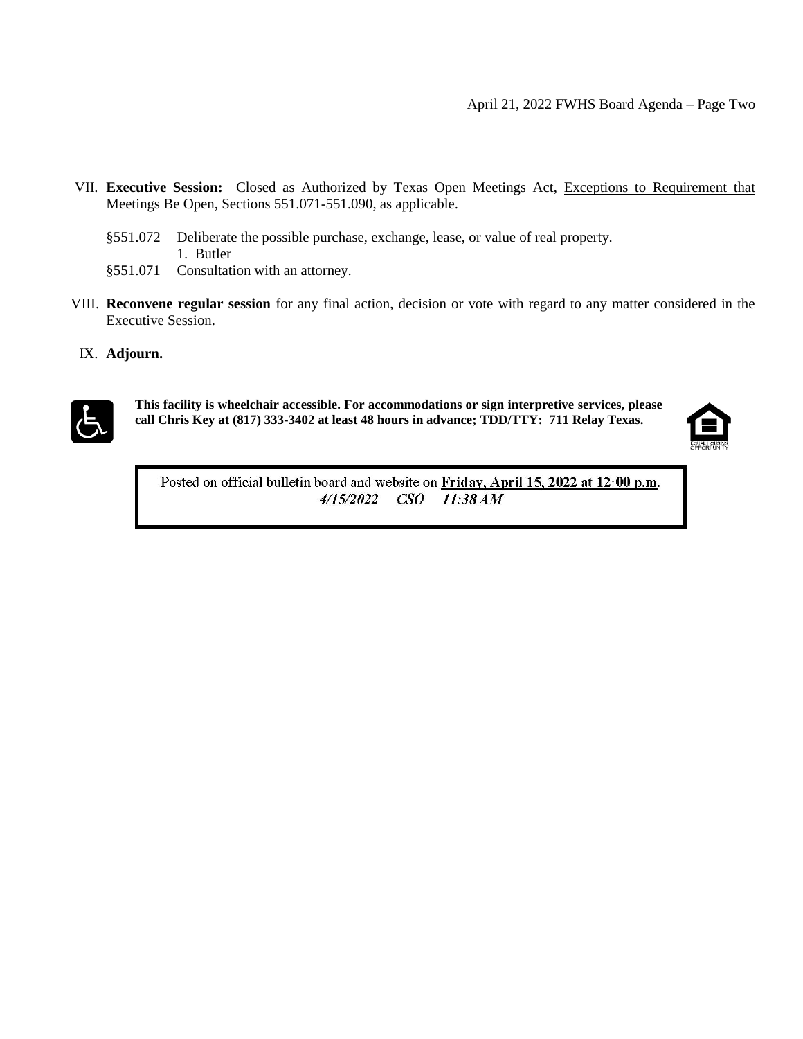VII. **Executive Session:** Closed as Authorized by Texas Open Meetings Act, Exceptions to Requirement that Meetings Be Open, Sections 551.071-551.090, as applicable.

§551.072 Deliberate the possible purchase, exchange, lease, or value of real property.

1. Butler

§551.071 Consultation with an attorney.

VIII. **Reconvene regular session** for any final action, decision or vote with regard to any matter considered in the Executive Session.

IX. **Adjourn.**

**This facility is wheelchair accessible. For accommodations or sign interpretive services, please call Chris Key at (817) 333-3402 at least 48 hours in advance; TDD/TTY: 711 Relay Texas.**

Posted on official bulletin board and website on **Friday, April 15, 2022 at 12:00 p.m.**

*4/15/2022 CSO 11:38 AM*